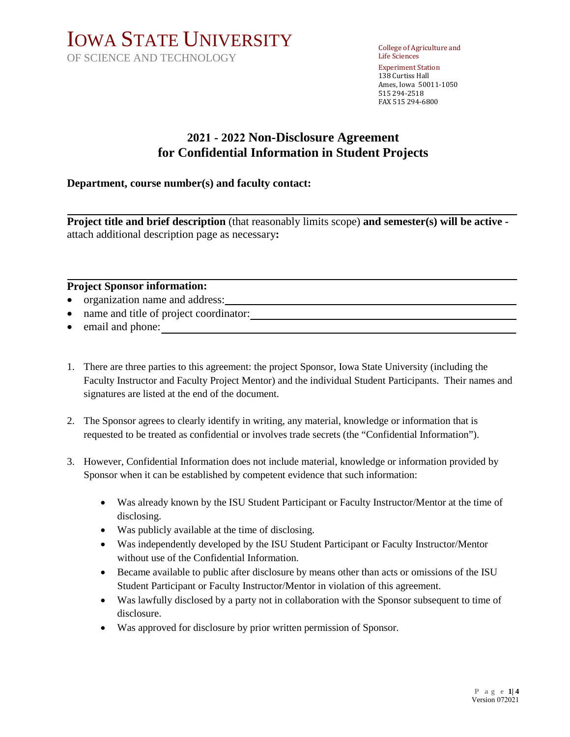# IOWA STATE UNIVERSITY
OF SCIENCE AND TECHNOLOGY

College of Agriculture and Life Sciences
Experiment Station
138 Curtiss Hall
Ames, Iowa 50011-1050
515 294-2518
FAX 515 294-6800

## 2021 - 2022 Non-Disclosure Agreement for Confidential Information in Student Projects

**Department, course number(s) and faculty contact:**

**Project title and brief description** (that reasonably limits scope) **and semester(s) will be active -** attach additional description page as necessary**:**

**Project Sponsor information:**

- organization name and address:
- name and title of project coordinator:
- email and phone:

1. There are three parties to this agreement: the project Sponsor, Iowa State University (including the Faculty Instructor and Faculty Project Mentor) and the individual Student Participants. Their names and signatures are listed at the end of the document.

2. The Sponsor agrees to clearly identify in writing, any material, knowledge or information that is requested to be treated as confidential or involves trade secrets (the "Confidential Information").

3. However, Confidential Information does not include material, knowledge or information provided by Sponsor when it can be established by competent evidence that such information:

    - Was already known by the ISU Student Participant or Faculty Instructor/Mentor at the time of disclosing.
    - Was publicly available at the time of disclosing.
    - Was independently developed by the ISU Student Participant or Faculty Instructor/Mentor without use of the Confidential Information.
    - Became available to public after disclosure by means other than acts or omissions of the ISU Student Participant or Faculty Instructor/Mentor in violation of this agreement.
    - Was lawfully disclosed by a party not in collaboration with the Sponsor subsequent to time of disclosure.
    - Was approved for disclosure by prior written permission of Sponsor.

Version 072021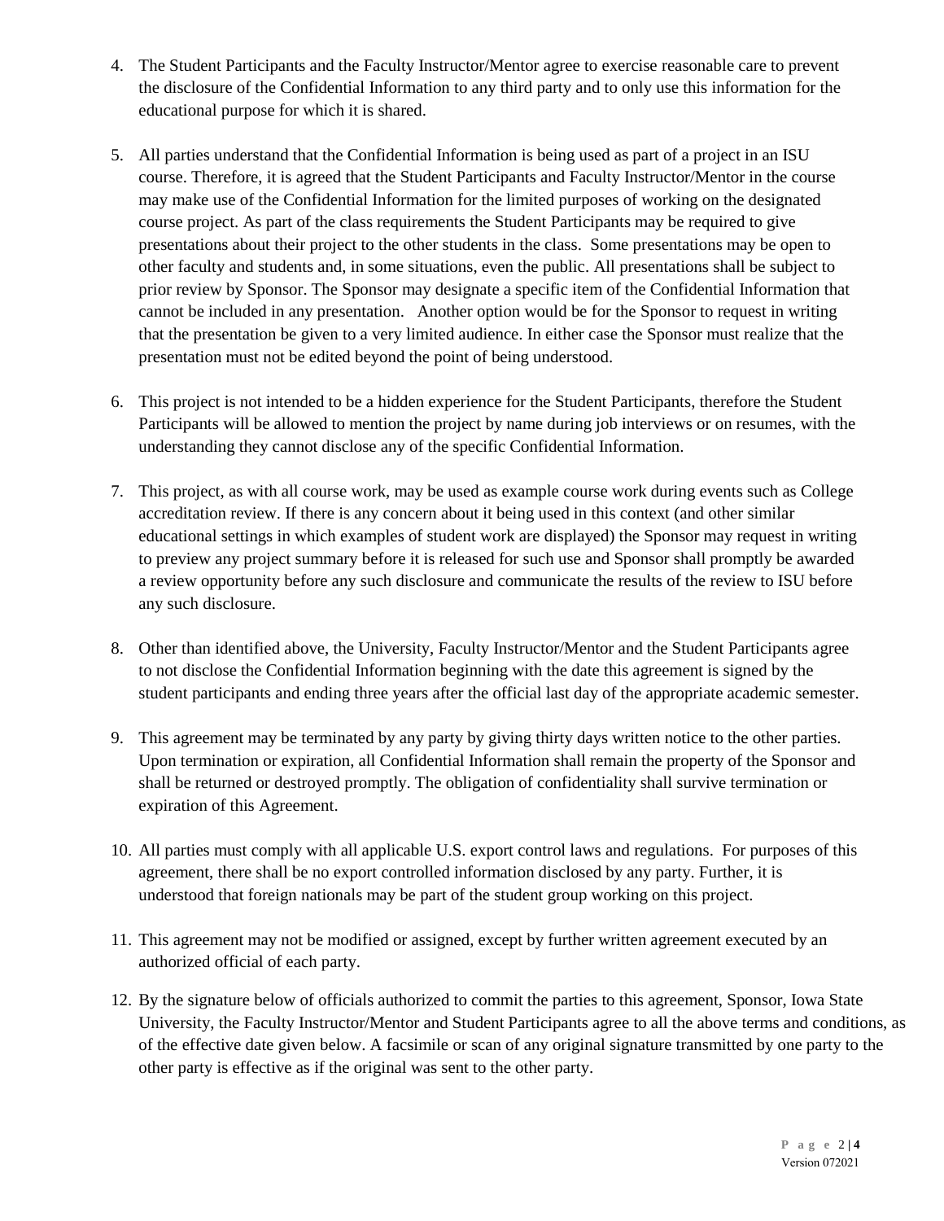4. The Student Participants and the Faculty Instructor/Mentor agree to exercise reasonable care to prevent the disclosure of the Confidential Information to any third party and to only use this information for the educational purpose for which it is shared.

5. All parties understand that the Confidential Information is being used as part of a project in an ISU course. Therefore, it is agreed that the Student Participants and Faculty Instructor/Mentor in the course may make use of the Confidential Information for the limited purposes of working on the designated course project. As part of the class requirements the Student Participants may be required to give presentations about their project to the other students in the class. Some presentations may be open to other faculty and students and, in some situations, even the public. All presentations shall be subject to prior review by Sponsor. The Sponsor may designate a specific item of the Confidential Information that cannot be included in any presentation. Another option would be for the Sponsor to request in writing that the presentation be given to a very limited audience. In either case the Sponsor must realize that the presentation must not be edited beyond the point of being understood.

6. This project is not intended to be a hidden experience for the Student Participants, therefore the Student Participants will be allowed to mention the project by name during job interviews or on resumes, with the understanding they cannot disclose any of the specific Confidential Information.

7. This project, as with all course work, may be used as example course work during events such as College accreditation review. If there is any concern about it being used in this context (and other similar educational settings in which examples of student work are displayed) the Sponsor may request in writing to preview any project summary before it is released for such use and Sponsor shall promptly be awarded a review opportunity before any such disclosure and communicate the results of the review to ISU before any such disclosure.

8. Other than identified above, the University, Faculty Instructor/Mentor and the Student Participants agree to not disclose the Confidential Information beginning with the date this agreement is signed by the student participants and ending three years after the official last day of the appropriate academic semester.

9. This agreement may be terminated by any party by giving thirty days written notice to the other parties. Upon termination or expiration, all Confidential Information shall remain the property of the Sponsor and shall be returned or destroyed promptly. The obligation of confidentiality shall survive termination or expiration of this Agreement.

10. All parties must comply with all applicable U.S. export control laws and regulations. For purposes of this agreement, there shall be no export controlled information disclosed by any party. Further, it is understood that foreign nationals may be part of the student group working on this project.

11. This agreement may not be modified or assigned, except by further written agreement executed by an authorized official of each party.

12. By the signature below of officials authorized to commit the parties to this agreement, Sponsor, Iowa State University, the Faculty Instructor/Mentor and Student Participants agree to all the above terms and conditions, as of the effective date given below. A facsimile or scan of any original signature transmitted by one party to the other party is effective as if the original was sent to the other party.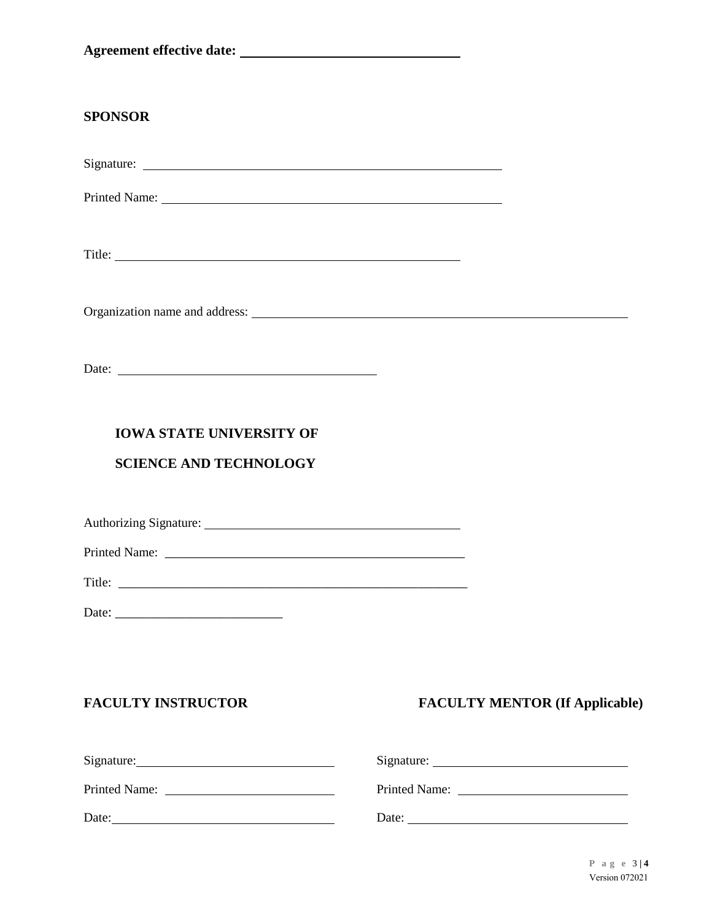**Agreement effective date:** ______________________________

**SPONSOR**

Signature: ______________________________________________________

Printed Name: ___________________________________________________

Title: ______________________________________________________

Organization name and address: ______________________________________________________

Date: ________________________________________

**IOWA STATE UNIVERSITY OF**

**SCIENCE AND TECHNOLOGY**

Authorizing Signature: ________________________________________

Printed Name: _______________________________________________

Title: ______________________________________________________

Date: __________________________

**FACULTY INSTRUCTOR**

Signature: ______________________________

Printed Name: ___________________________

Date: __________________________________

**FACULTY MENTOR (If Applicable)**

Signature: ______________________________

Printed Name: ___________________________

Date: __________________________________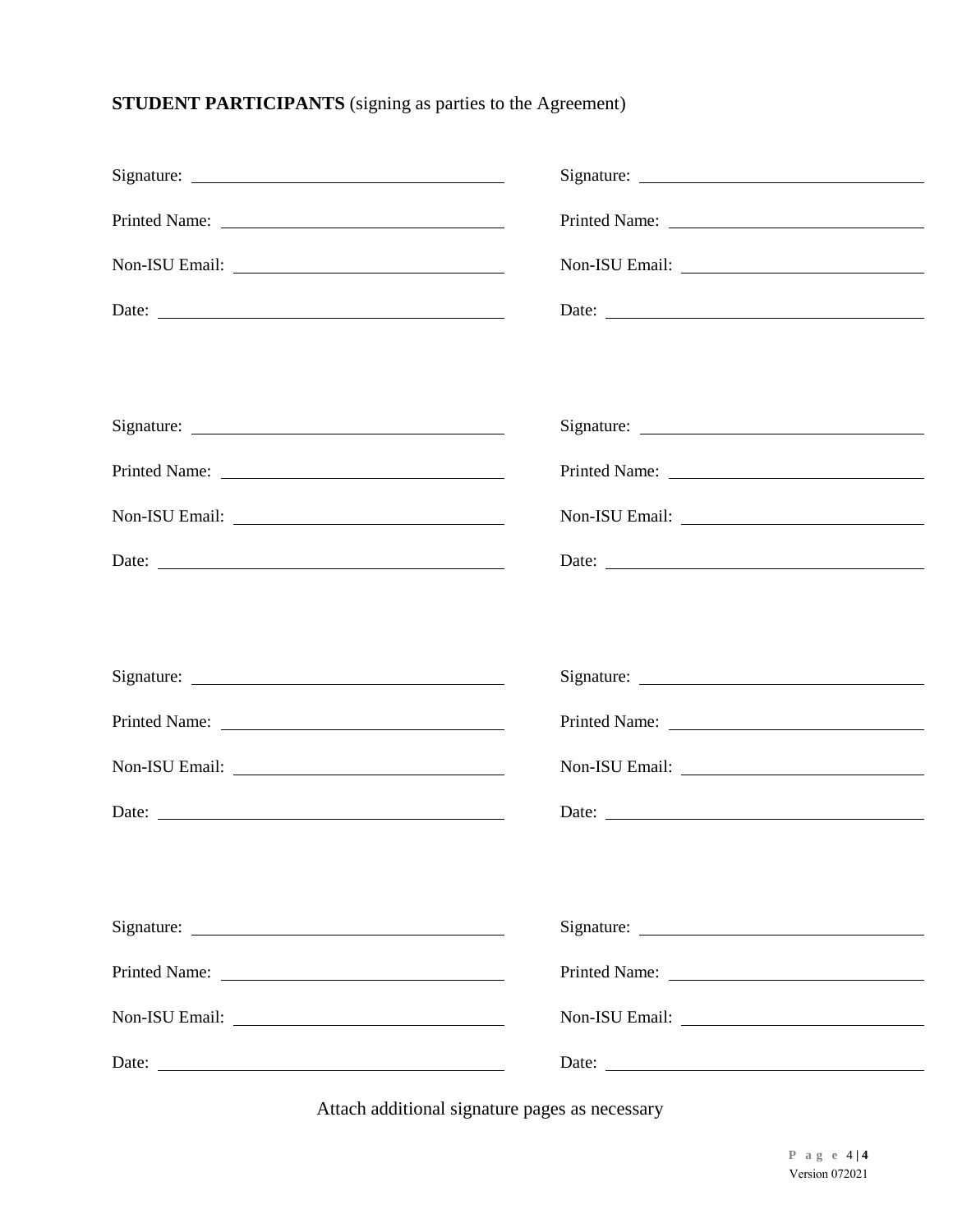**STUDENT PARTICIPANTS** (signing as parties to the Agreement)

Signature: \_\_\_\_\_\_\_\_\_\_\_\_\_\_\_\_\_\_\_\_\_\_\_\_\_\_\_\_\_\_

Printed Name: \_\_\_\_\_\_\_\_\_\_\_\_\_\_\_\_\_\_\_\_\_\_\_\_\_\_\_\_\_\_

Non-ISU Email: \_\_\_\_\_\_\_\_\_\_\_\_\_\_\_\_\_\_\_\_\_\_\_\_\_\_\_\_\_\_

Date: \_\_\_\_\_\_\_\_\_\_\_\_\_\_\_\_\_\_\_\_\_\_\_\_\_\_\_\_\_\_

Signature: \_\_\_\_\_\_\_\_\_\_\_\_\_\_\_\_\_\_\_\_\_\_\_\_\_\_\_\_\_\_

Printed Name: \_\_\_\_\_\_\_\_\_\_\_\_\_\_\_\_\_\_\_\_\_\_\_\_\_\_\_\_\_\_

Non-ISU Email: \_\_\_\_\_\_\_\_\_\_\_\_\_\_\_\_\_\_\_\_\_\_\_\_\_\_\_\_\_\_

Date: \_\_\_\_\_\_\_\_\_\_\_\_\_\_\_\_\_\_\_\_\_\_\_\_\_\_\_\_\_\_

Signature: \_\_\_\_\_\_\_\_\_\_\_\_\_\_\_\_\_\_\_\_\_\_\_\_\_\_\_\_\_\_

Printed Name: \_\_\_\_\_\_\_\_\_\_\_\_\_\_\_\_\_\_\_\_\_\_\_\_\_\_\_\_\_\_

Non-ISU Email: \_\_\_\_\_\_\_\_\_\_\_\_\_\_\_\_\_\_\_\_\_\_\_\_\_\_\_\_\_\_

Date: \_\_\_\_\_\_\_\_\_\_\_\_\_\_\_\_\_\_\_\_\_\_\_\_\_\_\_\_\_\_

Signature: \_\_\_\_\_\_\_\_\_\_\_\_\_\_\_\_\_\_\_\_\_\_\_\_\_\_\_\_\_\_

Printed Name: \_\_\_\_\_\_\_\_\_\_\_\_\_\_\_\_\_\_\_\_\_\_\_\_\_\_\_\_\_\_

Non-ISU Email: \_\_\_\_\_\_\_\_\_\_\_\_\_\_\_\_\_\_\_\_\_\_\_\_\_\_\_\_\_\_

Date: \_\_\_\_\_\_\_\_\_\_\_\_\_\_\_\_\_\_\_\_\_\_\_\_\_\_\_\_\_\_

Signature: \_\_\_\_\_\_\_\_\_\_\_\_\_\_\_\_\_\_\_\_\_\_\_\_\_\_\_\_\_\_

Printed Name: \_\_\_\_\_\_\_\_\_\_\_\_\_\_\_\_\_\_\_\_\_\_\_\_\_\_\_\_\_\_

Non-ISU Email: \_\_\_\_\_\_\_\_\_\_\_\_\_\_\_\_\_\_\_\_\_\_\_\_\_\_\_\_\_\_

Date: \_\_\_\_\_\_\_\_\_\_\_\_\_\_\_\_\_\_\_\_\_\_\_\_\_\_\_\_\_\_

Signature: \_\_\_\_\_\_\_\_\_\_\_\_\_\_\_\_\_\_\_\_\_\_\_\_\_\_\_\_\_\_

Printed Name: \_\_\_\_\_\_\_\_\_\_\_\_\_\_\_\_\_\_\_\_\_\_\_\_\_\_\_\_\_\_

Non-ISU Email: \_\_\_\_\_\_\_\_\_\_\_\_\_\_\_\_\_\_\_\_\_\_\_\_\_\_\_\_\_\_

Date: \_\_\_\_\_\_\_\_\_\_\_\_\_\_\_\_\_\_\_\_\_\_\_\_\_\_\_\_\_\_

Signature: \_\_\_\_\_\_\_\_\_\_\_\_\_\_\_\_\_\_\_\_\_\_\_\_\_\_\_\_\_\_

Printed Name: \_\_\_\_\_\_\_\_\_\_\_\_\_\_\_\_\_\_\_\_\_\_\_\_\_\_\_\_\_\_

Non-ISU Email: \_\_\_\_\_\_\_\_\_\_\_\_\_\_\_\_\_\_\_\_\_\_\_\_\_\_\_\_\_\_

Date: \_\_\_\_\_\_\_\_\_\_\_\_\_\_\_\_\_\_\_\_\_\_\_\_\_\_\_\_\_\_

Signature: \_\_\_\_\_\_\_\_\_\_\_\_\_\_\_\_\_\_\_\_\_\_\_\_\_\_\_\_\_\_

Printed Name: \_\_\_\_\_\_\_\_\_\_\_\_\_\_\_\_\_\_\_\_\_\_\_\_\_\_\_\_\_\_

Non-ISU Email: \_\_\_\_\_\_\_\_\_\_\_\_\_\_\_\_\_\_\_\_\_\_\_\_\_\_\_\_\_\_

Date: \_\_\_\_\_\_\_\_\_\_\_\_\_\_\_\_\_\_\_\_\_\_\_\_\_\_\_\_\_\_

Attach additional signature pages as necessary

Version 072021